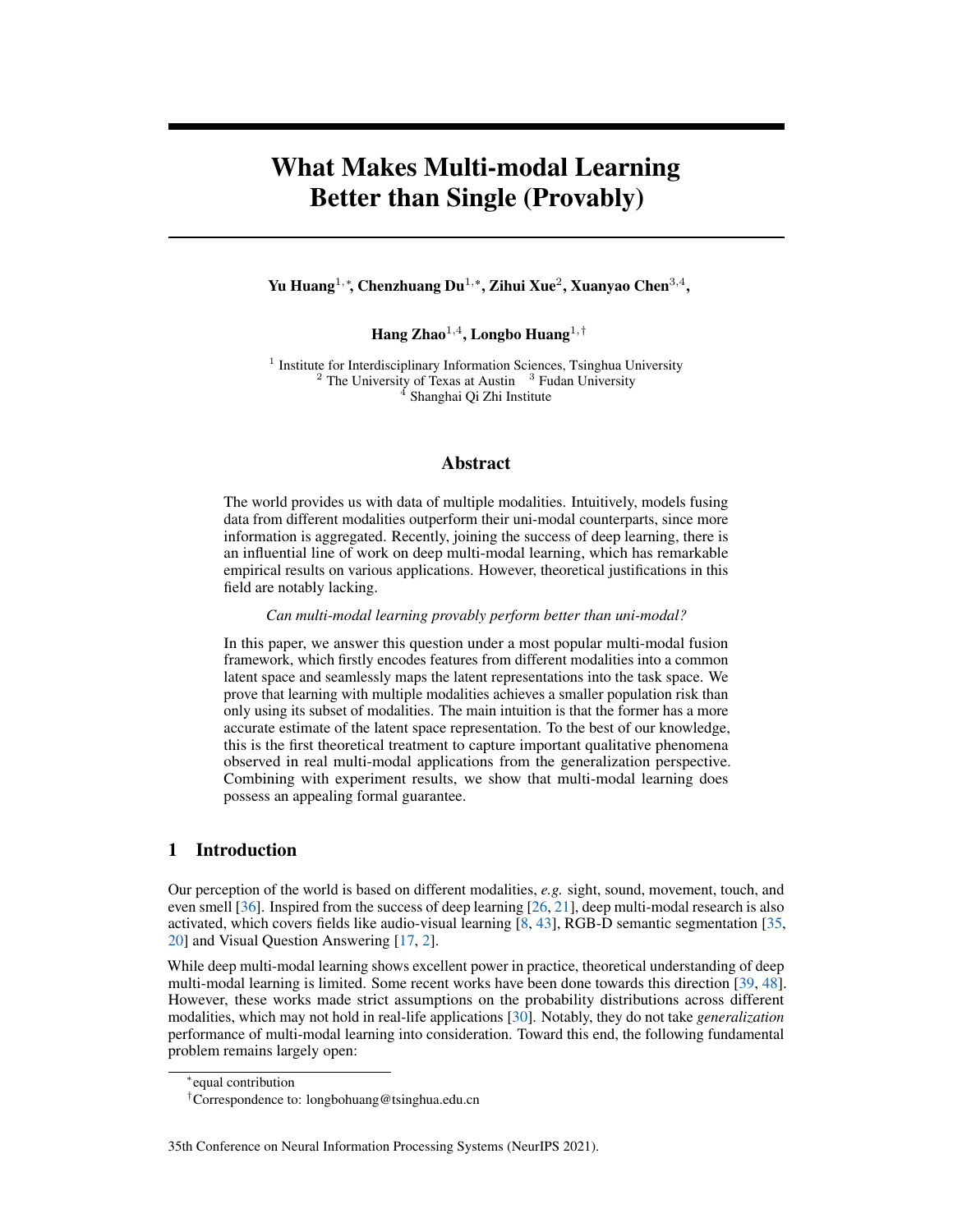# What Makes Multi-modal Learning Better than Single (Provably)

**Yu Huang**[1,*], **Chenzhuang Du**[1,*], **Zihui Xue**[2], **Xuanyao Chen**[3,4],

**Hang Zhao**[1,4], **Longbo Huang**[1,†]

[1] Institute for Interdisciplinary Information Sciences, Tsinghua University
[2] The University of Texas at Austin [3] Fudan University
[4] Shanghai Qi Zhi Institute

## Abstract

The world provides us with data of multiple modalities. Intuitively, models fusing data from different modalities outperform their uni-modal counterparts, since more information is aggregated. Recently, joining the success of deep learning, there is an influential line of work on deep multi-modal learning, which has remarkable empirical results on various applications. However, theoretical justifications in this field are notably lacking.

*Can multi-modal learning provably perform better than uni-modal?*

In this paper, we answer this question under a most popular multi-modal fusion framework, which firstly encodes features from different modalities into a common latent space and seamlessly maps the latent representations into the task space. We prove that learning with multiple modalities achieves a smaller population risk than only using its subset of modalities. The main intuition is that the former has a more accurate estimate of the latent space representation. To the best of our knowledge, this is the first theoretical treatment to capture important qualitative phenomena observed in real multi-modal applications from the generalization perspective. Combining with experiment results, we show that multi-modal learning does possess an appealing formal guarantee.

## 1 Introduction

Our perception of the world is based on different modalities, *e.g.* sight, sound, movement, touch, and even smell [36]. Inspired from the success of deep learning [26, 21], deep multi-modal research is also activated, which covers fields like audio-visual learning [8, 43], RGB-D semantic segmentation [35, 20] and Visual Question Answering [17, 2].

While deep multi-modal learning shows excellent power in practice, theoretical understanding of deep multi-modal learning is limited. Some recent works have been done towards this direction [39, 48]. However, these works made strict assumptions on the probability distributions across different modalities, which may not hold in real-life applications [30]. Notably, they do not take *generalization* performance of multi-modal learning into consideration. Toward this end, the following fundamental problem remains largely open:

*equal contribution

†Correspondence to: longbohuang@tsinghua.edu.cn

35th Conference on Neural Information Processing Systems (NeurIPS 2021).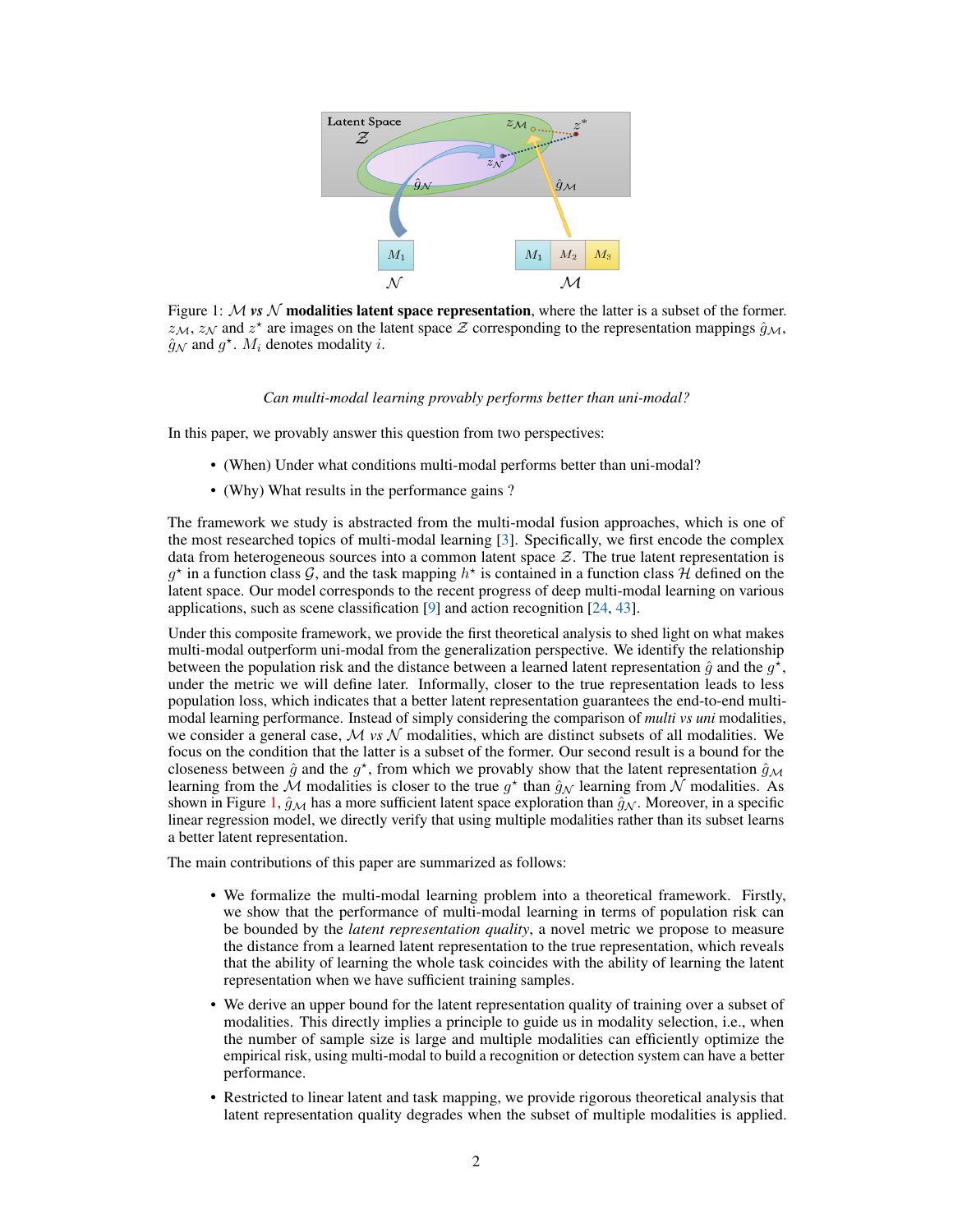Figure 1: $\mathcal{M}$ *vs* $\mathcal{N}$ **modalities latent space representation**, where the latter is a subset of the former. $z_{\mathcal{M}}$, $z_{\mathcal{N}}$ and $z^{\star}$ are images on the latent space $\mathcal{Z}$ corresponding to the representation mappings $\hat{g}_{\mathcal{M}}$, $\hat{g}_{\mathcal{N}}$ and $g^{\star}$. $M_i$ denotes modality $i$.

*Can multi-modal learning provably performs better than uni-modal?*

In this paper, we provably answer this question from two perspectives:

- (When) Under what conditions multi-modal performs better than uni-modal?
- (Why) What results in the performance gains ?

The framework we study is abstracted from the multi-modal fusion approaches, which is one of the most researched topics of multi-modal learning [3]. Specifically, we first encode the complex data from heterogeneous sources into a common latent space $\mathcal{Z}$. The true latent representation is $g^{\star}$ in a function class $\mathcal{G}$, and the task mapping $h^{\star}$ is contained in a function class $\mathcal{H}$ defined on the latent space. Our model corresponds to the recent progress of deep multi-modal learning on various applications, such as scene classification [9] and action recognition [24, 43].

Under this composite framework, we provide the first theoretical analysis to shed light on what makes multi-modal outperform uni-modal from the generalization perspective. We identify the relationship between the population risk and the distance between a learned latent representation $\hat{g}$ and the $g^{\star}$, under the metric we will define later. Informally, closer to the true representation leads to less population loss, which indicates that a better latent representation guarantees the end-to-end multi-modal learning performance. Instead of simply considering the comparison of *multi vs uni* modalities, we consider a general case, $\mathcal{M}$ *vs* $\mathcal{N}$ modalities, which are distinct subsets of all modalities. We focus on the condition that the latter is a subset of the former. Our second result is a bound for the closeness between $\hat{g}$ and the $g^{\star}$, from which we provably show that the latent representation $\hat{g}_{\mathcal{M}}$ learning from the $\mathcal{M}$ modalities is closer to the true $g^{\star}$ than $\hat{g}_{\mathcal{N}}$ learning from $\mathcal{N}$ modalities. As shown in Figure 1, $\hat{g}_{\mathcal{M}}$ has a more sufficient latent space exploration than $\hat{g}_{\mathcal{N}}$. Moreover, in a specific linear regression model, we directly verify that using multiple modalities rather than its subset learns a better latent representation.

The main contributions of this paper are summarized as follows:

- We formalize the multi-modal learning problem into a theoretical framework. Firstly, we show that the performance of multi-modal learning in terms of population risk can be bounded by the *latent representation quality*, a novel metric we propose to measure the distance from a learned latent representation to the true representation, which reveals that the ability of learning the whole task coincides with the ability of learning the latent representation when we have sufficient training samples.
- We derive an upper bound for the latent representation quality of training over a subset of modalities. This directly implies a principle to guide us in modality selection, i.e., when the number of sample size is large and multiple modalities can efficiently optimize the empirical risk, using multi-modal to build a recognition or detection system can have a better performance.
- Restricted to linear latent and task mapping, we provide rigorous theoretical analysis that latent representation quality degrades when the subset of multiple modalities is applied.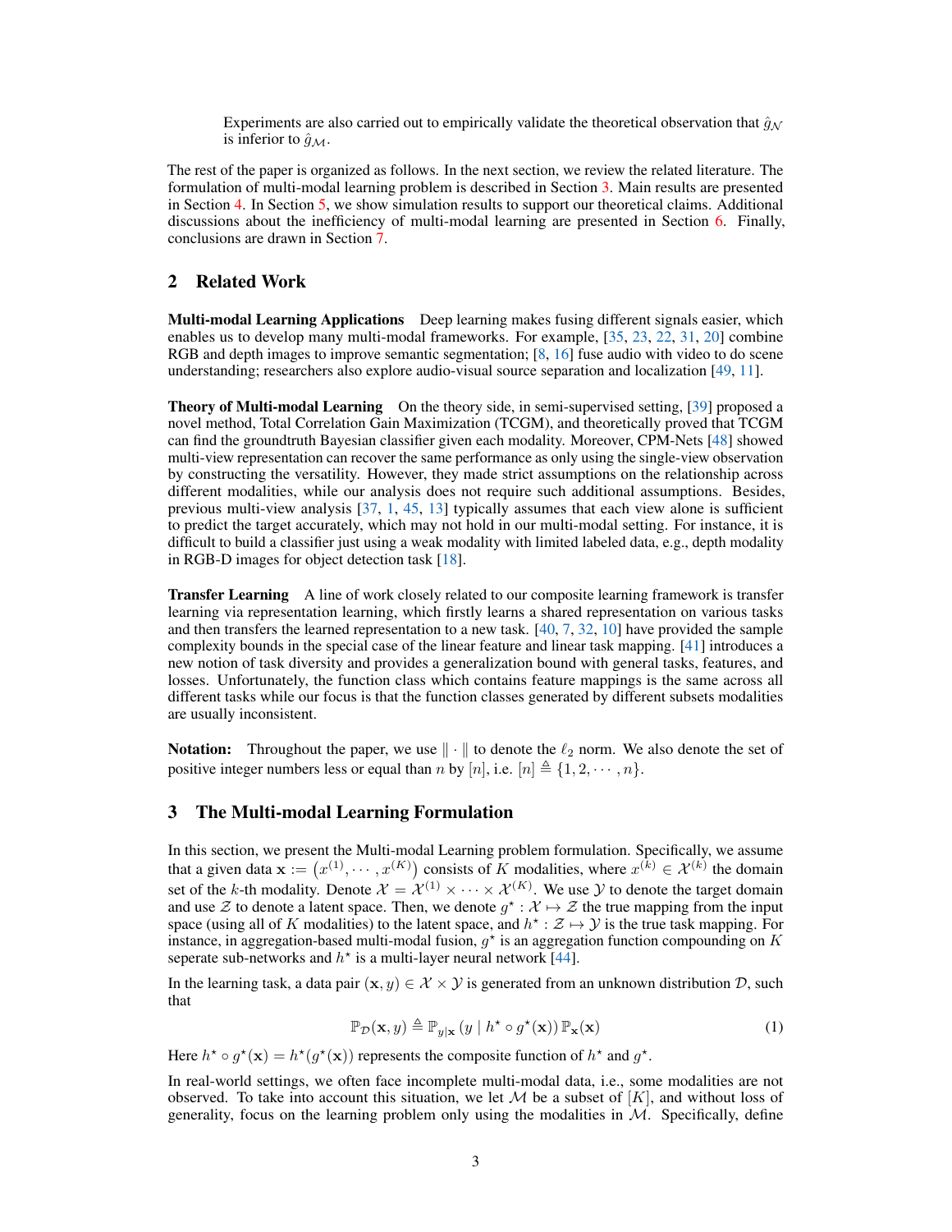Experiments are also carried out to empirically validate the theoretical observation that $\hat{g}_{\mathcal{N}}$ is inferior to $\hat{g}_{\mathcal{M}}$.

The rest of the paper is organized as follows. In the next section, we review the related literature. The formulation of multi-modal learning problem is described in Section 3. Main results are presented in Section 4. In Section 5, we show simulation results to support our theoretical claims. Additional discussions about the inefficiency of multi-modal learning are presented in Section 6. Finally, conclusions are drawn in Section 7.

## 2 Related Work

**Multi-modal Learning Applications** Deep learning makes fusing different signals easier, which enables us to develop many multi-modal frameworks. For example, [35, 23, 22, 31, 20] combine RGB and depth images to improve semantic segmentation; [8, 16] fuse audio with video to do scene understanding; researchers also explore audio-visual source separation and localization [49, 11].

**Theory of Multi-modal Learning** On the theory side, in semi-supervised setting, [39] proposed a novel method, Total Correlation Gain Maximization (TCGM), and theoretically proved that TCGM can find the groundtruth Bayesian classifier given each modality. Moreover, CPM-Nets [48] showed multi-view representation can recover the same performance as only using the single-view observation by constructing the versatility. However, they made strict assumptions on the relationship across different modalities, while our analysis does not require such additional assumptions. Besides, previous multi-view analysis [37, 1, 45, 13] typically assumes that each view alone is sufficient to predict the target accurately, which may not hold in our multi-modal setting. For instance, it is difficult to build a classifier just using a weak modality with limited labeled data, e.g., depth modality in RGB-D images for object detection task [18].

**Transfer Learning** A line of work closely related to our composite learning framework is transfer learning via representation learning, which firstly learns a shared representation on various tasks and then transfers the learned representation to a new task. [40, 7, 32, 10] have provided the sample complexity bounds in the special case of the linear feature and linear task mapping. [41] introduces a new notion of task diversity and provides a generalization bound with general tasks, features, and losses. Unfortunately, the function class which contains feature mappings is the same across all different tasks while our focus is that the function classes generated by different subsets modalities are usually inconsistent.

**Notation:** Throughout the paper, we use $\|\cdot\|$ to denote the $\ell_2$ norm. We also denote the set of positive integer numbers less or equal than $n$ by $[n]$, i.e. $[n] \triangleq \{1, 2, \cdots, n\}$.

## 3 The Multi-modal Learning Formulation

In this section, we present the Multi-modal Learning problem formulation. Specifically, we assume that a given data $\mathbf{x} := \left(x^{(1)}, \cdots, x^{(K)}\right)$ consists of $K$ modalities, where $x^{(k)} \in \mathcal{X}^{(k)}$ the domain set of the $k$-th modality. Denote $\mathcal{X} = \mathcal{X}^{(1)} \times \cdots \times \mathcal{X}^{(K)}$. We use $\mathcal{Y}$ to denote the target domain and use $\mathcal{Z}$ to denote a latent space. Then, we denote $g^{\star} : \mathcal{X} \mapsto \mathcal{Z}$ the true mapping from the input space (using all of $K$ modalities) to the latent space, and $h^{\star} : \mathcal{Z} \mapsto \mathcal{Y}$ is the true task mapping. For instance, in aggregation-based multi-modal fusion, $g^{\star}$ is an aggregation function compounding on $K$ seperate sub-networks and $h^{\star}$ is a multi-layer neural network [44].

In the learning task, a data pair $(\mathbf{x}, y) \in \mathcal{X} \times \mathcal{Y}$ is generated from an unknown distribution $\mathcal{D}$, such that

$$\mathbb{P}_{\mathcal{D}}(\mathbf{x}, y) \triangleq \mathbb{P}_{y|\mathbf{x}}\left(y \mid h^{\star} \circ g^{\star}(\mathbf{x})\right) \mathbb{P}_{\mathbf{x}}(\mathbf{x}) \tag{1}$$

Here $h^{\star} \circ g^{\star}(\mathbf{x}) = h^{\star}(g^{\star}(\mathbf{x}))$ represents the composite function of $h^{\star}$ and $g^{\star}$.

In real-world settings, we often face incomplete multi-modal data, i.e., some modalities are not observed. To take into account this situation, we let $\mathcal{M}$ be a subset of $[K]$, and without loss of generality, focus on the learning problem only using the modalities in $\mathcal{M}$. Specifically, define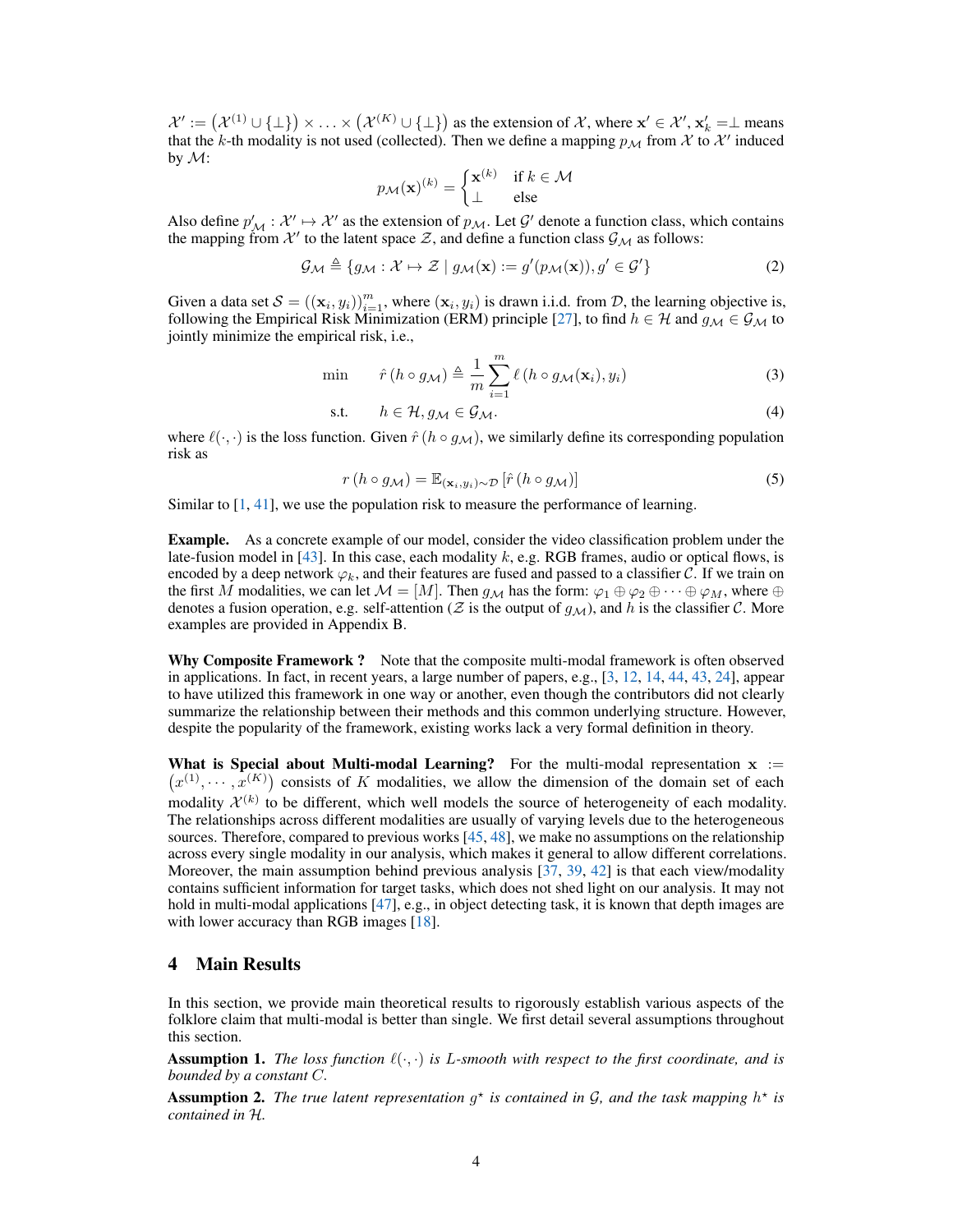$\mathcal{X}' := \left(\mathcal{X}^{(1)} \cup \{\perp\}\right) \times \ldots \times \left(\mathcal{X}^{(K)} \cup \{\perp\}\right)$ as the extension of $\mathcal{X}$, where $\mathbf{x}' \in \mathcal{X}'$, $\mathbf{x}'_k = \perp$ means that the $k$-th modality is not used (collected). Then we define a mapping $p_{\mathcal{M}}$ from $\mathcal{X}$ to $\mathcal{X}'$ induced by $\mathcal{M}$:

$$p_{\mathcal{M}}(\mathbf{x})^{(k)} = \begin{cases} \mathbf{x}^{(k)} & \text{if } k \in \mathcal{M} \\ \perp & \text{else} \end{cases}$$

Also define $p'_{\mathcal{M}} : \mathcal{X}' \mapsto \mathcal{X}'$ as the extension of $p_{\mathcal{M}}$. Let $\mathcal{G}'$ denote a function class, which contains the mapping from $\mathcal{X}'$ to the latent space $\mathcal{Z}$, and define a function class $\mathcal{G}_{\mathcal{M}}$ as follows:

$$\mathcal{G}_{\mathcal{M}} \triangleq \{g_{\mathcal{M}} : \mathcal{X} \mapsto \mathcal{Z} \mid g_{\mathcal{M}}(\mathbf{x}) := g'(p_{\mathcal{M}}(\mathbf{x})), g' \in \mathcal{G}'\} \tag{2}$$

Given a data set $\mathcal{S} = ((\mathbf{x}_i, y_i))_{i=1}^{m}$, where $(\mathbf{x}_i, y_i)$ is drawn i.i.d. from $\mathcal{D}$, the learning objective is, following the Empirical Risk Minimization (ERM) principle [27], to find $h \in \mathcal{H}$ and $g_{\mathcal{M}} \in \mathcal{G}_{\mathcal{M}}$ to jointly minimize the empirical risk, i.e.,

$$\min \quad \hat{r}\left(h \circ g_{\mathcal{M}}\right) \triangleq \frac{1}{m} \sum_{i=1}^{m} \ell\left(h \circ g_{\mathcal{M}}(\mathbf{x}_i), y_i\right) \tag{3}$$

$$\text{s.t.} \quad h \in \mathcal{H}, g_{\mathcal{M}} \in \mathcal{G}_{\mathcal{M}}. \tag{4}$$

where $\ell(\cdot, \cdot)$ is the loss function. Given $\hat{r}\left(h \circ g_{\mathcal{M}}\right)$, we similarly define its corresponding population risk as

$$r\left(h \circ g_{\mathcal{M}}\right) = \mathbb{E}_{(\mathbf{x}_i, y_i) \sim \mathcal{D}}\left[\hat{r}\left(h \circ g_{\mathcal{M}}\right)\right] \tag{5}$$

Similar to [1, 41], we use the population risk to measure the performance of learning.

**Example.** As a concrete example of our model, consider the video classification problem under the late-fusion model in [43]. In this case, each modality $k$, e.g. RGB frames, audio or optical flows, is encoded by a deep network $\varphi_k$, and their features are fused and passed to a classifier $\mathcal{C}$. If we train on the first $M$ modalities, we can let $\mathcal{M} = [M]$. Then $g_{\mathcal{M}}$ has the form: $\varphi_1 \oplus \varphi_2 \oplus \cdots \oplus \varphi_M$, where $\oplus$ denotes a fusion operation, e.g. self-attention ($\mathcal{Z}$ is the output of $g_{\mathcal{M}}$), and $h$ is the classifier $\mathcal{C}$. More examples are provided in Appendix B.

**Why Composite Framework ?** Note that the composite multi-modal framework is often observed in applications. In fact, in recent years, a large number of papers, e.g., [3, 12, 14, 44, 43, 24], appear to have utilized this framework in one way or another, even though the contributors did not clearly summarize the relationship between their methods and this common underlying structure. However, despite the popularity of the framework, existing works lack a very formal definition in theory.

**What is Special about Multi-modal Learning?** For the multi-modal representation $\mathbf{x} := \left(x^{(1)}, \cdots, x^{(K)}\right)$ consists of $K$ modalities, we allow the dimension of the domain set of each modality $\mathcal{X}^{(k)}$ to be different, which well models the source of heterogeneity of each modality. The relationships across different modalities are usually of varying levels due to the heterogeneous sources. Therefore, compared to previous works [45, 48], we make no assumptions on the relationship across every single modality in our analysis, which makes it general to allow different correlations. Moreover, the main assumption behind previous analysis [37, 39, 42] is that each view/modality contains sufficient information for target tasks, which does not shed light on our analysis. It may not hold in multi-modal applications [47], e.g., in object detecting task, it is known that depth images are with lower accuracy than RGB images [18].

## 4 Main Results

In this section, we provide main theoretical results to rigorously establish various aspects of the folklore claim that multi-modal is better than single. We first detail several assumptions throughout this section.

**Assumption 1.** *The loss function $\ell(\cdot, \cdot)$ is $L$-smooth with respect to the first coordinate, and is bounded by a constant $C$.*

**Assumption 2.** *The true latent representation $g^\star$ is contained in $\mathcal{G}$, and the task mapping $h^\star$ is contained in $\mathcal{H}$.*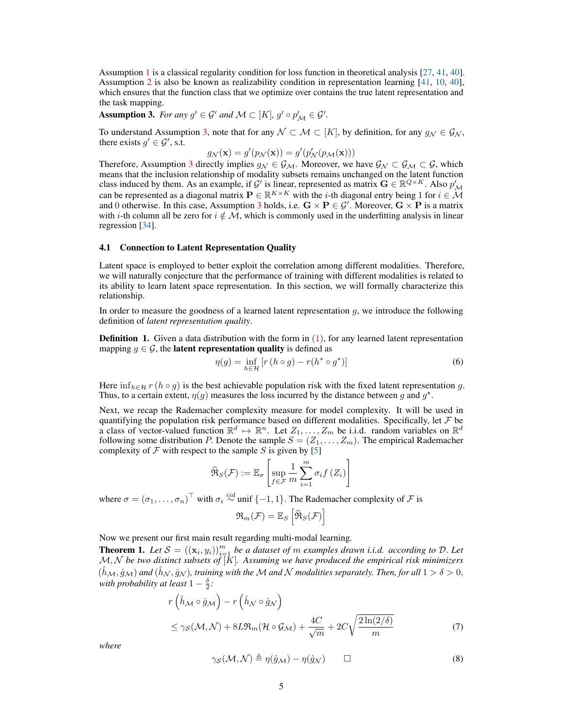Assumption 1 is a classical regularity condition for loss function in theoretical analysis [27, 41, 40]. Assumption 2 is also be known as realizability condition in representation learning [41, 10, 40], which ensures that the function class that we optimize over contains the true latent representation and the task mapping.

**Assumption 3.** *For any $g' \in \mathcal{G}'$ and $\mathcal{M} \subset [K]$, $g' \circ p'_{\mathcal{M}} \in \mathcal{G}'$.*

To understand Assumption 3, note that for any $\mathcal{N} \subset \mathcal{M} \subset [K]$, by definition, for any $g_{\mathcal{N}} \in \mathcal{G}_{\mathcal{N}}$, there exists $g' \in \mathcal{G}'$, s.t.

$$g_{\mathcal{N}}(\mathbf{x}) = g'(p_{\mathcal{N}}(\mathbf{x})) = g'(p'_{\mathcal{N}}(p_{\mathcal{M}}(\mathbf{x})))$$

Therefore, Assumption 3 directly implies $g_{\mathcal{N}} \in \mathcal{G}_{\mathcal{M}}$. Moreover, we have $\mathcal{G}_{\mathcal{N}} \subset \mathcal{G}_{\mathcal{M}} \subset \mathcal{G}$, which means that the inclusion relationship of modality subsets remains unchanged on the latent function class induced by them. As an example, if $\mathcal{G}'$ is linear, represented as matrix $\mathbf{G} \in \mathbb{R}^{Q \times K}$. Also $p'_{\mathcal{M}}$ can be represented as a diagonal matrix $\mathbf{P} \in \mathbb{R}^{K \times K}$ with the $i$-th diagonal entry being 1 for $i \in \mathcal{M}$ and 0 otherwise. In this case, Assumption 3 holds, i.e. $\mathbf{G} \times \mathbf{P} \in \mathcal{G}'$. Moreover, $\mathbf{G} \times \mathbf{P}$ is a matrix with $i$-th column all be zero for $i \notin \mathcal{M}$, which is commonly used in the underfitting analysis in linear regression [34].

### 4.1 Connection to Latent Representation Quality

Latent space is employed to better exploit the correlation among different modalities. Therefore, we will naturally conjecture that the performance of training with different modalities is related to its ability to learn latent space representation. In this section, we will formally characterize this relationship.

In order to measure the goodness of a learned latent representation $g$, we introduce the following definition of *latent representation quality*.

**Definition 1.** Given a data distribution with the form in (1), for any learned latent representation mapping $g \in \mathcal{G}$, the **latent representation quality** is defined as

$$\eta(g) = \inf_{h \in \mathcal{H}} \left[ r\left(h \circ g\right) - r(h^* \circ g^*) \right] \tag{6}$$

Here $\inf_{h \in \mathcal{H}} r\left(h \circ g\right)$ is the best achievable population risk with the fixed latent representation $g$. Thus, to a certain extent, $\eta(g)$ measures the loss incurred by the distance between $g$ and $g^{\star}$.

Next, we recap the Rademacher complexity measure for model complexity. It will be used in quantifying the population risk performance based on different modalities. Specifically, let $\mathcal{F}$ be a class of vector-valued function $\mathbb{R}^d \mapsto \mathbb{R}^n$. Let $Z_1, \ldots, Z_m$ be i.i.d. random variables on $\mathbb{R}^d$ following some distribution $P$. Denote the sample $S = (Z_1, \ldots, Z_m)$. The empirical Rademacher complexity of $\mathcal{F}$ with respect to the sample $S$ is given by [5]

$$\widehat{\mathfrak{R}}_S(\mathcal{F}) := \mathbb{E}_\sigma \left[ \sup_{f \in \mathcal{F}} \frac{1}{m} \sum_{i=1}^{m} \sigma_i f\left(Z_i\right) \right]$$

where $\sigma = (\sigma_1, \ldots, \sigma_n)^\top$ with $\sigma_i \overset{iid}{\sim} \text{unif}\ \{-1, 1\}$. The Rademacher complexity of $\mathcal{F}$ is

$$\mathfrak{R}_m(\mathcal{F}) = \mathbb{E}_S \left[ \widehat{\mathfrak{R}}_S(\mathcal{F}) \right]$$

Now we present our first main result regarding multi-modal learning.

**Theorem 1.** *Let $\mathcal{S} = ((\mathbf{x}_i, y_i))_{i=1}^m$ be a dataset of $m$ examples drawn i.i.d. according to $\mathcal{D}$. Let $\mathcal{M}, \mathcal{N}$ be two distinct subsets of $[K]$. Assuming we have produced the empirical risk minimizers $(\hat{h}_{\mathcal{M}}, \hat{g}_{\mathcal{M}})$ and $(\hat{h}_{\mathcal{N}}, \hat{g}_{\mathcal{N}})$, training with the $\mathcal{M}$ and $\mathcal{N}$ modalities separately. Then, for all $1 > \delta > 0$, with probability at least $1 - \frac{\delta}{2}$:*

$$\begin{aligned} & r\left(\hat{h}_{\mathcal{M}} \circ \hat{g}_{\mathcal{M}}\right) - r\left(\hat{h}_{\mathcal{N}} \circ \hat{g}_{\mathcal{N}}\right) \\ & \leq \gamma_{\mathcal{S}}(\mathcal{M}, \mathcal{N}) + 8L\mathfrak{R}_m(\mathcal{H} \circ \mathcal{G}_{\mathcal{M}}) + \frac{4C}{\sqrt{m}} + 2C\sqrt{\frac{2\ln(2/\delta)}{m}} \end{aligned} \tag{7}$$

*where*

$$\gamma_{\mathcal{S}}(\mathcal{M}, \mathcal{N}) \triangleq \eta(\hat{g}_{\mathcal{M}}) - \eta(\hat{g}_{\mathcal{N}}) \qquad \square \tag{8}$$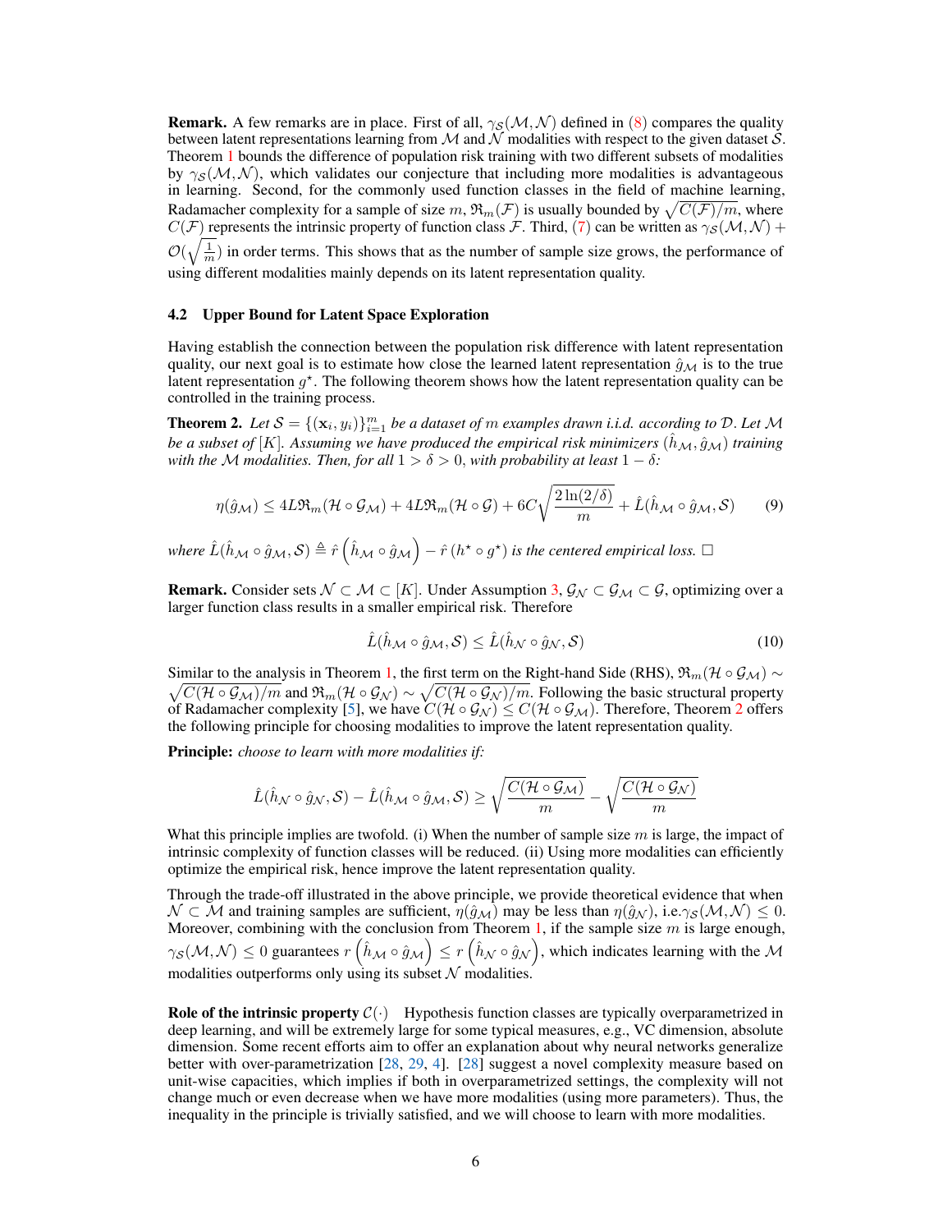**Remark.** A few remarks are in place. First of all, $\gamma_{\mathcal{S}}(\mathcal{M}, \mathcal{N})$ defined in (8) compares the quality between latent representations learning from $\mathcal{M}$ and $\mathcal{N}$ modalities with respect to the given dataset $\mathcal{S}$. Theorem 1 bounds the difference of population risk training with two different subsets of modalities by $\gamma_{\mathcal{S}}(\mathcal{M}, \mathcal{N})$, which validates our conjecture that including more modalities is advantageous in learning. Second, for the commonly used function classes in the field of machine learning, Radamacher complexity for a sample of size $m$, $\mathfrak{R}_m(\mathcal{F})$ is usually bounded by $\sqrt{C(\mathcal{F})/m}$, where $C(\mathcal{F})$ represents the intrinsic property of function class $\mathcal{F}$. Third, (7) can be written as $\gamma_{\mathcal{S}}(\mathcal{M}, \mathcal{N}) + \mathcal{O}(\sqrt{\frac{1}{m}})$ in order terms. This shows that as the number of sample size grows, the performance of using different modalities mainly depends on its latent representation quality.

### 4.2 Upper Bound for Latent Space Exploration

Having establish the connection between the population risk difference with latent representation quality, our next goal is to estimate how close the learned latent representation $\hat{g}_{\mathcal{M}}$ is to the true latent representation $g^{\star}$. The following theorem shows how the latent representation quality can be controlled in the training process.

**Theorem 2.** *Let $\mathcal{S} = \{(\mathbf{x}_i, y_i)\}_{i=1}^m$ be a dataset of $m$ examples drawn i.i.d. according to $\mathcal{D}$. Let $\mathcal{M}$ be a subset of $[K]$. Assuming we have produced the empirical risk minimizers $(\hat{h}_{\mathcal{M}}, \hat{g}_{\mathcal{M}})$ training with the $\mathcal{M}$ modalities. Then, for all $1 > \delta > 0$, with probability at least $1 - \delta$:*

$$\eta(\hat{g}_{\mathcal{M}}) \leq 4L\mathfrak{R}_m(\mathcal{H} \circ \mathcal{G}_{\mathcal{M}}) + 4L\mathfrak{R}_m(\mathcal{H} \circ \mathcal{G}) + 6C\sqrt{\frac{2\ln(2/\delta)}{m}} + \hat{L}(\hat{h}_{\mathcal{M}} \circ \hat{g}_{\mathcal{M}}, \mathcal{S}) \tag{9}$$

*where $\hat{L}(\hat{h}_{\mathcal{M}} \circ \hat{g}_{\mathcal{M}}, \mathcal{S}) \triangleq \hat{r}\left(\hat{h}_{\mathcal{M}} \circ \hat{g}_{\mathcal{M}}\right) - \hat{r}\left(h^{\star} \circ g^{\star}\right)$ is the centered empirical loss.* □

**Remark.** Consider sets $\mathcal{N} \subset \mathcal{M} \subset [K]$. Under Assumption 3, $\mathcal{G}_{\mathcal{N}} \subset \mathcal{G}_{\mathcal{M}} \subset \mathcal{G}$, optimizing over a larger function class results in a smaller empirical risk. Therefore

$$\hat{L}(\hat{h}_{\mathcal{M}} \circ \hat{g}_{\mathcal{M}}, \mathcal{S}) \leq \hat{L}(\hat{h}_{\mathcal{N}} \circ \hat{g}_{\mathcal{N}}, \mathcal{S}) \tag{10}$$

Similar to the analysis in Theorem 1, the first term on the Right-hand Side (RHS), $\mathfrak{R}_m(\mathcal{H} \circ \mathcal{G}_{\mathcal{M}}) \sim \sqrt{C(\mathcal{H} \circ \mathcal{G}_{\mathcal{M}})/m}$ and $\mathfrak{R}_m(\mathcal{H} \circ \mathcal{G}_{\mathcal{N}}) \sim \sqrt{C(\mathcal{H} \circ \mathcal{G}_{\mathcal{N}})/m}$. Following the basic structural property of Radamacher complexity [5], we have $C(\mathcal{H} \circ \mathcal{G}_{\mathcal{N}}) \leq C(\mathcal{H} \circ \mathcal{G}_{\mathcal{M}})$. Therefore, Theorem 2 offers the following principle for choosing modalities to improve the latent representation quality.

**Principle:** *choose to learn with more modalities if:*

$$\hat{L}(\hat{h}_{\mathcal{N}} \circ \hat{g}_{\mathcal{N}}, \mathcal{S}) - \hat{L}(\hat{h}_{\mathcal{M}} \circ \hat{g}_{\mathcal{M}}, \mathcal{S}) \geq \sqrt{\frac{C(\mathcal{H} \circ \mathcal{G}_{\mathcal{M}})}{m}} - \sqrt{\frac{C(\mathcal{H} \circ \mathcal{G}_{\mathcal{N}})}{m}}$$

What this principle implies are twofold. (i) When the number of sample size $m$ is large, the impact of intrinsic complexity of function classes will be reduced. (ii) Using more modalities can efficiently optimize the empirical risk, hence improve the latent representation quality.

Through the trade-off illustrated in the above principle, we provide theoretical evidence that when $\mathcal{N} \subset \mathcal{M}$ and training samples are sufficient, $\eta(\hat{g}_{\mathcal{M}})$ may be less than $\eta(\hat{g}_{\mathcal{N}})$, i.e.$\gamma_{\mathcal{S}}(\mathcal{M}, \mathcal{N}) \leq 0$. Moreover, combining with the conclusion from Theorem 1, if the sample size $m$ is large enough, $\gamma_{\mathcal{S}}(\mathcal{M}, \mathcal{N}) \leq 0$ guarantees $r\left(\hat{h}_{\mathcal{M}} \circ \hat{g}_{\mathcal{M}}\right) \leq r\left(\hat{h}_{\mathcal{N}} \circ \hat{g}_{\mathcal{N}}\right)$, which indicates learning with the $\mathcal{M}$ modalities outperforms only using its subset $\mathcal{N}$ modalities.

**Role of the intrinsic property** $\mathcal{C}(\cdot)$ Hypothesis function classes are typically overparametrized in deep learning, and will be extremely large for some typical measures, e.g., VC dimension, absolute dimension. Some recent efforts aim to offer an explanation about why neural networks generalize better with over-parametrization [28, 29, 4]. [28] suggest a novel complexity measure based on unit-wise capacities, which implies if both in overparametrized settings, the complexity will not change much or even decrease when we have more modalities (using more parameters). Thus, the inequality in the principle is trivially satisfied, and we will choose to learn with more modalities.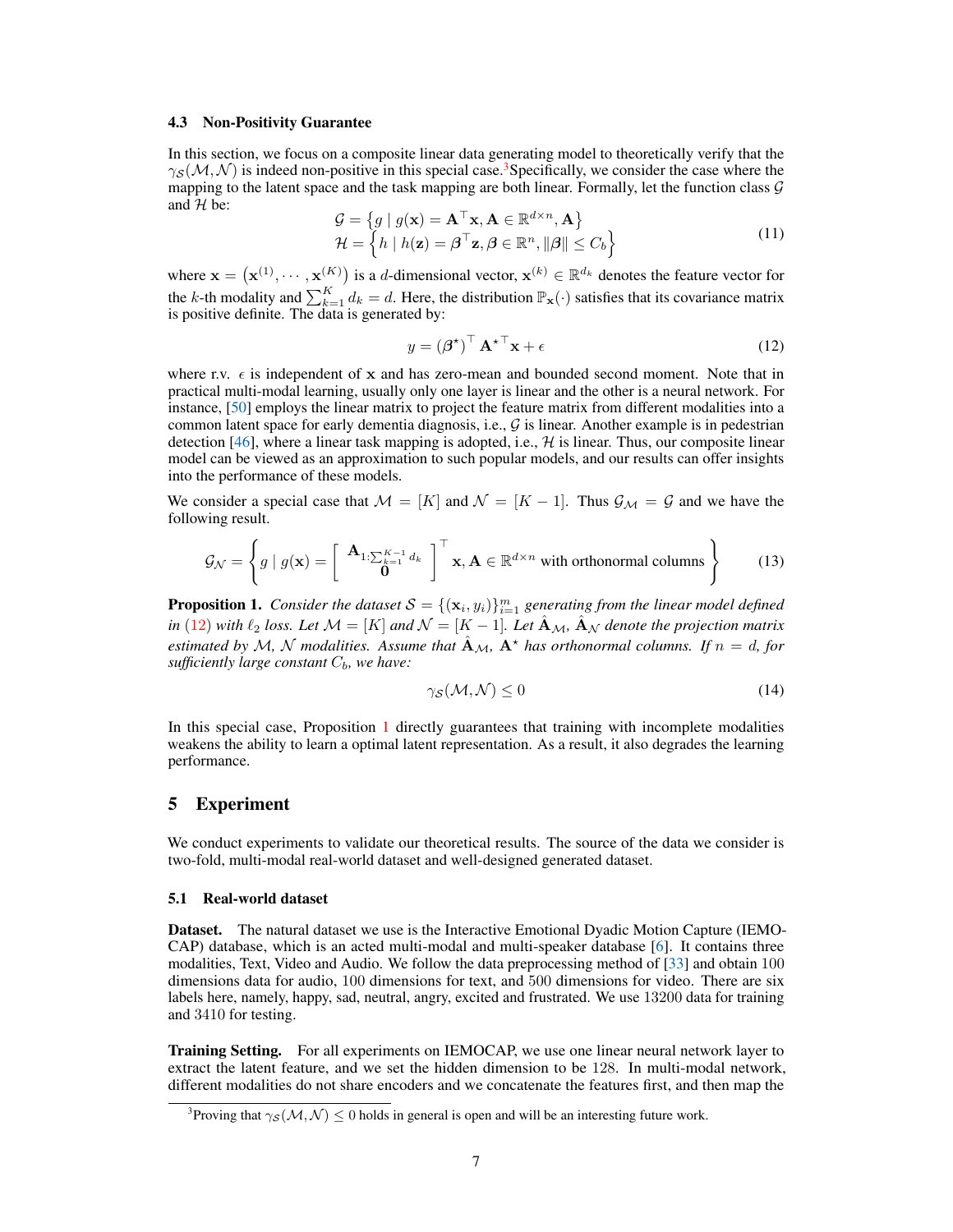### 4.3 Non-Positivity Guarantee

In this section, we focus on a composite linear data generating model to theoretically verify that the $\gamma_{\mathcal{S}}(\mathcal{M}, \mathcal{N})$ is indeed non-positive in this special case.[3] Specifically, we consider the case where the mapping to the latent space and the task mapping are both linear. Formally, let the function class $\mathcal{G}$ and $\mathcal{H}$ be:

$$
\begin{aligned}
\mathcal{G} &= \left\{ g \mid g(\mathbf{x}) = \mathbf{A}^\top \mathbf{x}, \mathbf{A} \in \mathbb{R}^{d \times n}, \mathbf{A} \right\} \\
\mathcal{H} &= \left\{ h \mid h(\mathbf{z}) = \boldsymbol{\beta}^\top \mathbf{z}, \boldsymbol{\beta} \in \mathbb{R}^n, \|\boldsymbol{\beta}\| \leq C_b \right\}
\end{aligned}
\tag{11}
$$

where $\mathbf{x} = \left(\mathbf{x}^{(1)}, \cdots, \mathbf{x}^{(K)}\right)$ is a $d$-dimensional vector, $\mathbf{x}^{(k)} \in \mathbb{R}^{d_k}$ denotes the feature vector for the $k$-th modality and $\sum_{k=1}^{K} d_k = d$. Here, the distribution $\mathbb{P}_{\mathbf{x}}(\cdot)$ satisfies that its covariance matrix is positive definite. The data is generated by:

$$
y = (\boldsymbol{\beta}^\star)^\top \mathbf{A}^{\star\top} \mathbf{x} + \epsilon \tag{12}
$$

where r.v. $\epsilon$ is independent of $\mathbf{x}$ and has zero-mean and bounded second moment. Note that in practical multi-modal learning, usually only one layer is linear and the other is a neural network. For instance, [50] employs the linear matrix to project the feature matrix from different modalities into a common latent space for early dementia diagnosis, i.e., $\mathcal{G}$ is linear. Another example is in pedestrian detection [46], where a linear task mapping is adopted, i.e., $\mathcal{H}$ is linear. Thus, our composite linear model can be viewed as an approximation to such popular models, and our results can offer insights into the performance of these models.

We consider a special case that $\mathcal{M} = [K]$ and $\mathcal{N} = [K-1]$. Thus $\mathcal{G}_{\mathcal{M}} = \mathcal{G}$ and we have the following result.

$$
\mathcal{G}_{\mathcal{N}} = \left\{ g \mid g(\mathbf{x}) = \left[ \begin{array}{c} \mathbf{A}_{1:\sum_{k=1}^{K-1} d_k} \\ \mathbf{0} \end{array} \right]^\top \mathbf{x}, \mathbf{A} \in \mathbb{R}^{d \times n} \text{ with orthonormal columns} \right\} \tag{13}
$$

**Proposition 1.** *Consider the dataset $\mathcal{S} = \{(\mathbf{x}_i, y_i)\}_{i=1}^m$ generating from the linear model defined in (12) with $\ell_2$ loss. Let $\mathcal{M} = [K]$ and $\mathcal{N} = [K-1]$. Let $\hat{\mathbf{A}}_{\mathcal{M}}$, $\hat{\mathbf{A}}_{\mathcal{N}}$ denote the projection matrix estimated by $\mathcal{M}$, $\mathcal{N}$ modalities. Assume that $\hat{\mathbf{A}}_{\mathcal{M}}$, $\mathbf{A}^\star$ has orthonormal columns. If $n = d$, for sufficiently large constant $C_b$, we have:*

$$
\gamma_{\mathcal{S}}(\mathcal{M}, \mathcal{N}) \leq 0 \tag{14}
$$

In this special case, Proposition 1 directly guarantees that training with incomplete modalities weakens the ability to learn a optimal latent representation. As a result, it also degrades the learning performance.

## 5 Experiment

We conduct experiments to validate our theoretical results. The source of the data we consider is two-fold, multi-modal real-world dataset and well-designed generated dataset.

### 5.1 Real-world dataset

**Dataset.** The natural dataset we use is the Interactive Emotional Dyadic Motion Capture (IEMOCAP) database, which is an acted multi-modal and multi-speaker database [6]. It contains three modalities, Text, Video and Audio. We follow the data preprocessing method of [33] and obtain 100 dimensions data for audio, 100 dimensions for text, and 500 dimensions for video. There are six labels here, namely, happy, sad, neutral, angry, excited and frustrated. We use 13200 data for training and 3410 for testing.

**Training Setting.** For all experiments on IEMOCAP, we use one linear neural network layer to extract the latent feature, and we set the hidden dimension to be 128. In multi-modal network, different modalities do not share encoders and we concatenate the features first, and then map the

[3] Proving that $\gamma_{\mathcal{S}}(\mathcal{M}, \mathcal{N}) \leq 0$ holds in general is open and will be an interesting future work.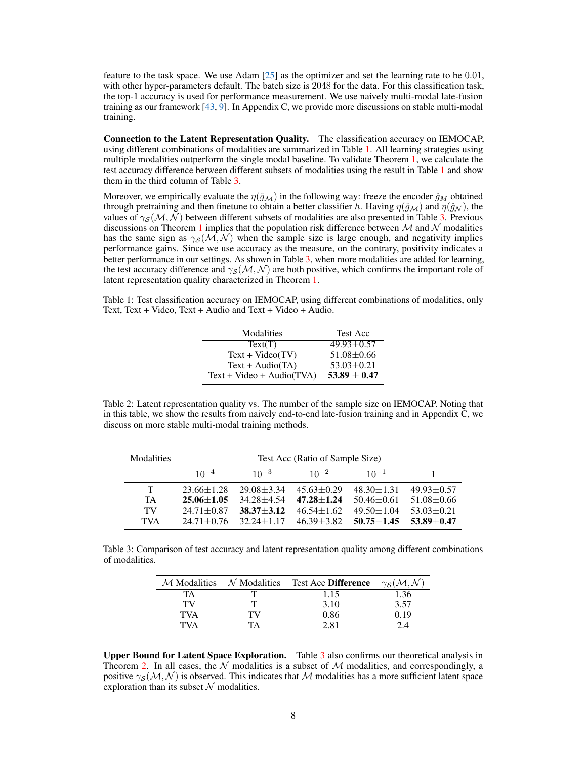feature to the task space. We use Adam [25] as the optimizer and set the learning rate to be 0.01, with other hyper-parameters default. The batch size is 2048 for the data. For this classification task, the top-1 accuracy is used for performance measurement. We use naively multi-modal late-fusion training as our framework [43, 9]. In Appendix C, we provide more discussions on stable multi-modal training.

**Connection to the Latent Representation Quality.** The classification accuracy on IEMOCAP, using different combinations of modalities are summarized in Table 1. All learning strategies using multiple modalities outperform the single modal baseline. To validate Theorem 1, we calculate the test accuracy difference between different subsets of modalities using the result in Table 1 and show them in the third column of Table 3.

Moreover, we empirically evaluate the $\eta(\hat{g}_{\mathcal{M}})$ in the following way: freeze the encoder $\hat{g}_M$ obtained through pretraining and then finetune to obtain a better classifier $h$. Having $\eta(\hat{g}_{\mathcal{M}})$ and $\eta(\hat{g}_{\mathcal{N}})$, the values of $\gamma_{\mathcal{S}}(\mathcal{M}, \mathcal{N})$ between different subsets of modalities are also presented in Table 3. Previous discussions on Theorem 1 implies that the population risk difference between $\mathcal{M}$ and $\mathcal{N}$ modalities has the same sign as $\gamma_{\mathcal{S}}(\mathcal{M}, \mathcal{N})$ when the sample size is large enough, and negativity implies performance gains. Since we use accuracy as the measure, on the contrary, positivity indicates a better performance in our settings. As shown in Table 3, when more modalities are added for learning, the test accuracy difference and $\gamma_{\mathcal{S}}(\mathcal{M}, \mathcal{N})$ are both positive, which confirms the important role of latent representation quality characterized in Theorem 1.

Table 1: Test classification accuracy on IEMOCAP, using different combinations of modalities, only Text, Text + Video, Text + Audio and Text + Video + Audio.

| Modalities | Test Acc |
|---|---|
| Text(T) | 49.93±0.57 |
| Text + Video(TV) | 51.08±0.66 |
| Text + Audio(TA) | 53.03±0.21 |
| Text + Video + Audio(TVA) | **53.89 ± 0.47** |

Table 2: Latent representation quality vs. The number of the sample size on IEMOCAP. Noting that in this table, we show the results from naively end-to-end late-fusion training and in Appendix C, we discuss on more stable multi-modal training methods.

| Modalities | Test Acc (Ratio of Sample Size) | | | | |
|---|---|---|---|---|---|
| | $10^{-4}$ | $10^{-3}$ | $10^{-2}$ | $10^{-1}$ | 1 |
| T | 23.66±1.28 | 29.08±3.34 | 45.63±0.29 | 48.30±1.31 | 49.93±0.57 |
| TA | **25.06±1.05** | 34.28±4.54 | **47.28±1.24** | 50.46±0.61 | 51.08±0.66 |
| TV | 24.71±0.87 | **38.37±3.12** | 46.54±1.62 | 49.50±1.04 | 53.03±0.21 |
| TVA | 24.71±0.76 | 32.24±1.17 | 46.39±3.82 | **50.75±1.45** | **53.89±0.47** |

Table 3: Comparison of test accuracy and latent representation quality among different combinations of modalities.

| $\mathcal{M}$ Modalities | $\mathcal{N}$ Modalities | Test Acc **Difference** | $\gamma_{\mathcal{S}}(\mathcal{M}, \mathcal{N})$ |
|---|---|---|---|
| TA | T | 1.15 | 1.36 |
| TV | T | 3.10 | 3.57 |
| TVA | TV | 0.86 | 0.19 |
| TVA | TA | 2.81 | 2.4 |

**Upper Bound for Latent Space Exploration.** Table 3 also confirms our theoretical analysis in Theorem 2. In all cases, the $\mathcal{N}$ modalities is a subset of $\mathcal{M}$ modalities, and correspondingly, a positive $\gamma_{\mathcal{S}}(\mathcal{M}, \mathcal{N})$ is observed. This indicates that $\mathcal{M}$ modalities has a more sufficient latent space exploration than its subset $\mathcal{N}$ modalities.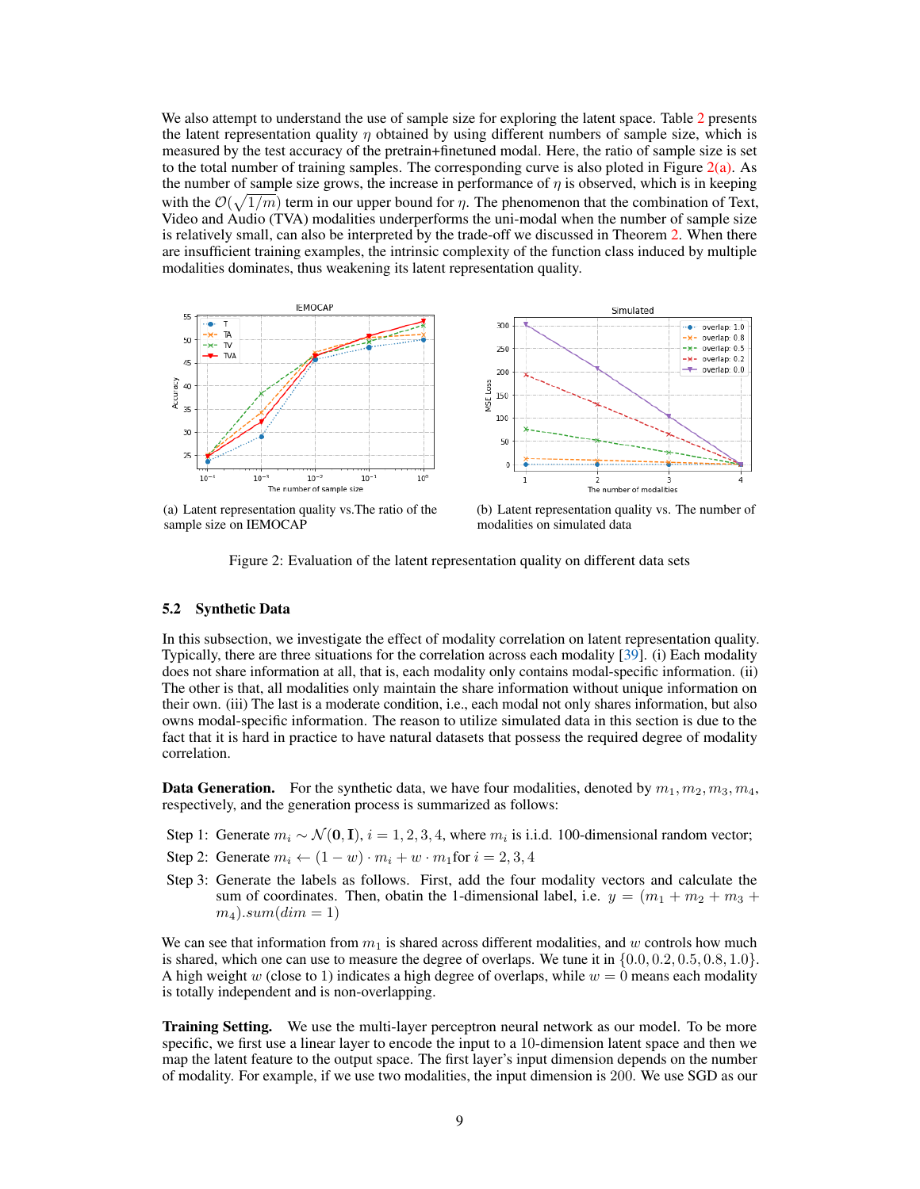We also attempt to understand the use of sample size for exploring the latent space. Table 2 presents the latent representation quality $\eta$ obtained by using different numbers of sample size, which is measured by the test accuracy of the pretrain+finetuned modal. Here, the ratio of sample size is set to the total number of training samples. The corresponding curve is also ploted in Figure 2(a). As the number of sample size grows, the increase in performance of $\eta$ is observed, which is in keeping with the $\mathcal{O}(\sqrt{1/m})$ term in our upper bound for $\eta$. The phenomenon that the combination of Text, Video and Audio (TVA) modalities underperforms the uni-modal when the number of sample size is relatively small, can also be interpreted by the trade-off we discussed in Theorem 2. When there are insufficient training examples, the intrinsic complexity of the function class induced by multiple modalities dominates, thus weakening its latent representation quality.

(a) Latent representation quality vs.The ratio of the sample size on IEMOCAP

(b) Latent representation quality vs. The number of modalities on simulated data

Figure 2: Evaluation of the latent representation quality on different data sets

### 5.2 Synthetic Data

In this subsection, we investigate the effect of modality correlation on latent representation quality. Typically, there are three situations for the correlation across each modality [39]. (i) Each modality does not share information at all, that is, each modality only contains modal-specific information. (ii) The other is that, all modalities only maintain the share information without unique information on their own. (iii) The last is a moderate condition, i.e., each modal not only shares information, but also owns modal-specific information. The reason to utilize simulated data in this section is due to the fact that it is hard in practice to have natural datasets that possess the required degree of modality correlation.

**Data Generation.** For the synthetic data, we have four modalities, denoted by $m_1, m_2, m_3, m_4$, respectively, and the generation process is summarized as follows:

Step 1: Generate $m_i \sim \mathcal{N}(\mathbf{0}, \mathbf{I})$, $i = 1, 2, 3, 4$, where $m_i$ is i.i.d. 100-dimensional random vector;

Step 2: Generate $m_i \leftarrow (1 - w) \cdot m_i + w \cdot m_1$for $i = 2, 3, 4$

Step 3: Generate the labels as follows. First, add the four modality vectors and calculate the sum of coordinates. Then, obatin the 1-dimensional label, i.e. $y = (m_1 + m_2 + m_3 + m_4).sum(dim = 1)$

We can see that information from $m_1$ is shared across different modalities, and $w$ controls how much is shared, which one can use to measure the degree of overlaps. We tune it in $\{0.0, 0.2, 0.5, 0.8, 1.0\}$. A high weight $w$ (close to 1) indicates a high degree of overlaps, while $w = 0$ means each modality is totally independent and is non-overlapping.

**Training Setting.** We use the multi-layer perceptron neural network as our model. To be more specific, we first use a linear layer to encode the input to a 10-dimension latent space and then we map the latent feature to the output space. The first layer's input dimension depends on the number of modality. For example, if we use two modalities, the input dimension is 200. We use SGD as our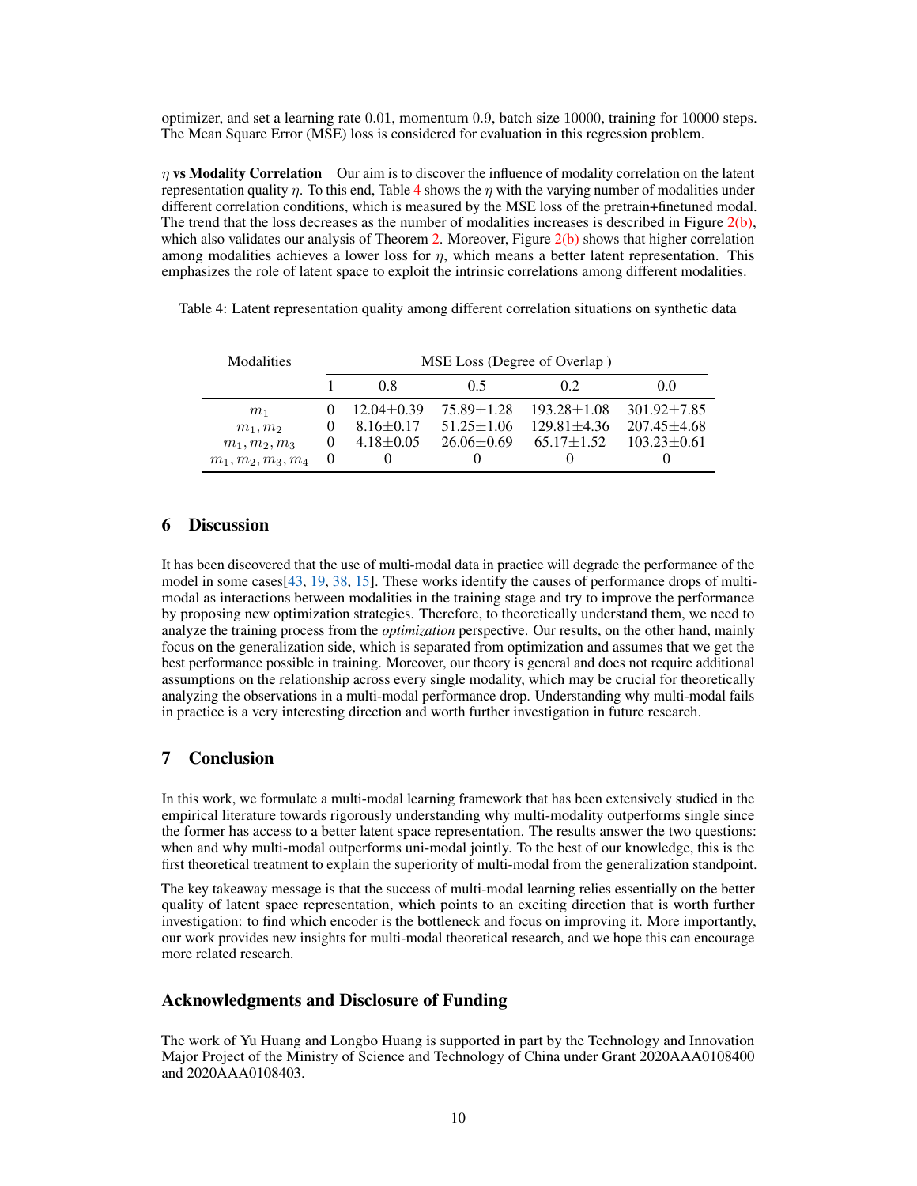optimizer, and set a learning rate 0.01, momentum 0.9, batch size 10000, training for 10000 steps. The Mean Square Error (MSE) loss is considered for evaluation in this regression problem.

**$\eta$ vs Modality Correlation** Our aim is to discover the influence of modality correlation on the latent representation quality $\eta$. To this end, Table 4 shows the $\eta$ with the varying number of modalities under different correlation conditions, which is measured by the MSE loss of the pretrain+finetuned modal. The trend that the loss decreases as the number of modalities increases is described in Figure 2(b), which also validates our analysis of Theorem 2. Moreover, Figure 2(b) shows that higher correlation among modalities achieves a lower loss for $\eta$, which means a better latent representation. This emphasizes the role of latent space to exploit the intrinsic correlations among different modalities.

Table 4: Latent representation quality among different correlation situations on synthetic data

| Modalities | MSE Loss (Degree of Overlap ) | | | | |
|---|---|---|---|---|---|
| | 1 | 0.8 | 0.5 | 0.2 | 0.0 |
| $m_1$ | 0 | 12.04±0.39 | 75.89±1.28 | 193.28±1.08 | 301.92±7.85 |
| $m_1, m_2$ | 0 | 8.16±0.17 | 51.25±1.06 | 129.81±4.36 | 207.45±4.68 |
| $m_1, m_2, m_3$ | 0 | 4.18±0.05 | 26.06±0.69 | 65.17±1.52 | 103.23±0.61 |
| $m_1, m_2, m_3, m_4$ | 0 | 0 | 0 | 0 | 0 |

## 6 Discussion

It has been discovered that the use of multi-modal data in practice will degrade the performance of the model in some cases[43, 19, 38, 15]. These works identify the causes of performance drops of multi-modal as interactions between modalities in the training stage and try to improve the performance by proposing new optimization strategies. Therefore, to theoretically understand them, we need to analyze the training process from the *optimization* perspective. Our results, on the other hand, mainly focus on the generalization side, which is separated from optimization and assumes that we get the best performance possible in training. Moreover, our theory is general and does not require additional assumptions on the relationship across every single modality, which may be crucial for theoretically analyzing the observations in a multi-modal performance drop. Understanding why multi-modal fails in practice is a very interesting direction and worth further investigation in future research.

## 7 Conclusion

In this work, we formulate a multi-modal learning framework that has been extensively studied in the empirical literature towards rigorously understanding why multi-modality outperforms single since the former has access to a better latent space representation. The results answer the two questions: when and why multi-modal outperforms uni-modal jointly. To the best of our knowledge, this is the first theoretical treatment to explain the superiority of multi-modal from the generalization standpoint.

The key takeaway message is that the success of multi-modal learning relies essentially on the better quality of latent space representation, which points to an exciting direction that is worth further investigation: to find which encoder is the bottleneck and focus on improving it. More importantly, our work provides new insights for multi-modal theoretical research, and we hope this can encourage more related research.

## Acknowledgments and Disclosure of Funding

The work of Yu Huang and Longbo Huang is supported in part by the Technology and Innovation Major Project of the Ministry of Science and Technology of China under Grant 2020AAA0108400 and 2020AAA0108403.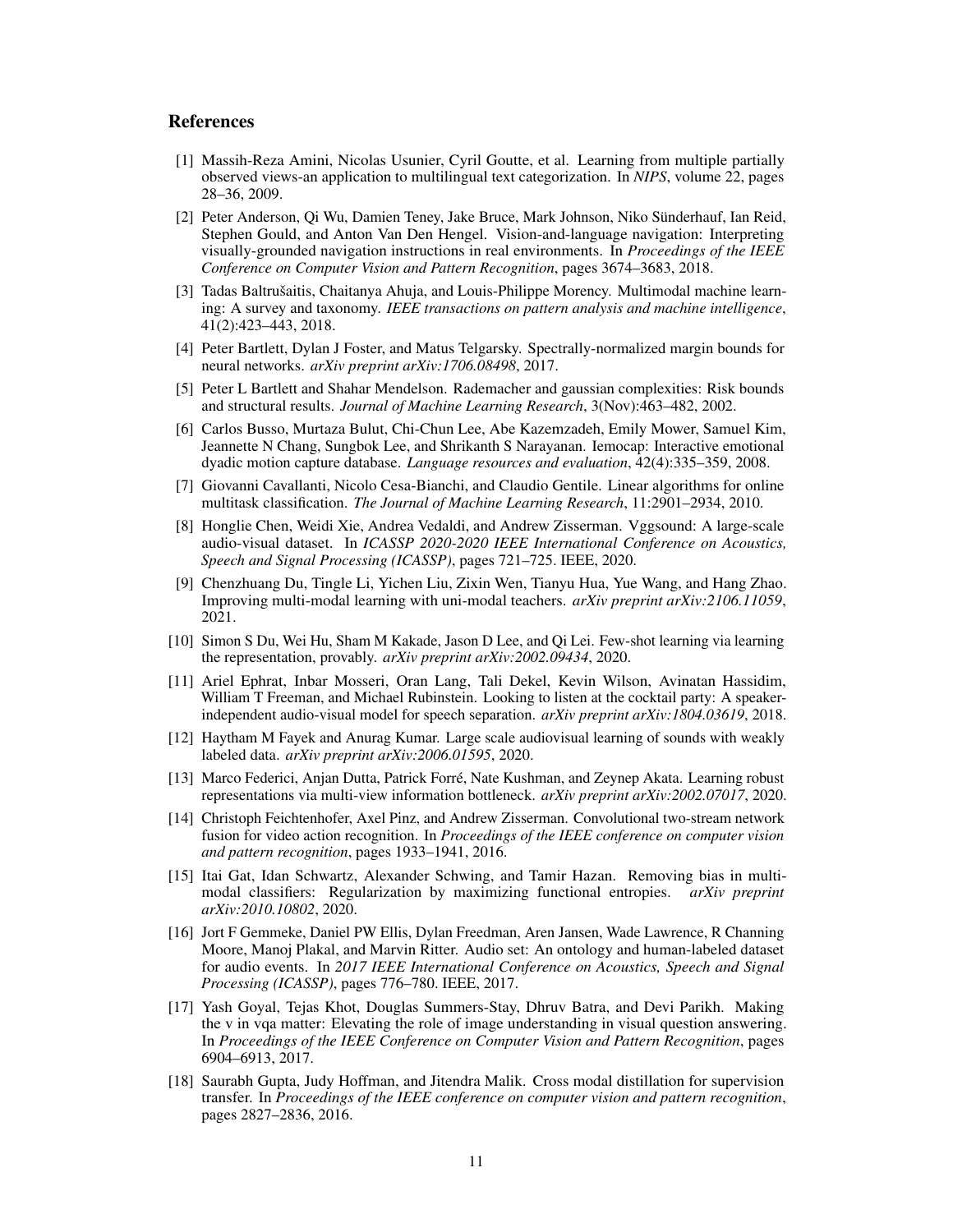## References

[1] Massih-Reza Amini, Nicolas Usunier, Cyril Goutte, et al. Learning from multiple partially observed views-an application to multilingual text categorization. In *NIPS*, volume 22, pages 28–36, 2009.

[2] Peter Anderson, Qi Wu, Damien Teney, Jake Bruce, Mark Johnson, Niko Sünderhauf, Ian Reid, Stephen Gould, and Anton Van Den Hengel. Vision-and-language navigation: Interpreting visually-grounded navigation instructions in real environments. In *Proceedings of the IEEE Conference on Computer Vision and Pattern Recognition*, pages 3674–3683, 2018.

[3] Tadas Baltrušaitis, Chaitanya Ahuja, and Louis-Philippe Morency. Multimodal machine learning: A survey and taxonomy. *IEEE transactions on pattern analysis and machine intelligence*, 41(2):423–443, 2018.

[4] Peter Bartlett, Dylan J Foster, and Matus Telgarsky. Spectrally-normalized margin bounds for neural networks. *arXiv preprint arXiv:1706.08498*, 2017.

[5] Peter L Bartlett and Shahar Mendelson. Rademacher and gaussian complexities: Risk bounds and structural results. *Journal of Machine Learning Research*, 3(Nov):463–482, 2002.

[6] Carlos Busso, Murtaza Bulut, Chi-Chun Lee, Abe Kazemzadeh, Emily Mower, Samuel Kim, Jeannette N Chang, Sungbok Lee, and Shrikanth S Narayanan. Iemocap: Interactive emotional dyadic motion capture database. *Language resources and evaluation*, 42(4):335–359, 2008.

[7] Giovanni Cavallanti, Nicolo Cesa-Bianchi, and Claudio Gentile. Linear algorithms for online multitask classification. *The Journal of Machine Learning Research*, 11:2901–2934, 2010.

[8] Honglie Chen, Weidi Xie, Andrea Vedaldi, and Andrew Zisserman. Vggsound: A large-scale audio-visual dataset. In *ICASSP 2020-2020 IEEE International Conference on Acoustics, Speech and Signal Processing (ICASSP)*, pages 721–725. IEEE, 2020.

[9] Chenzhuang Du, Tingle Li, Yichen Liu, Zixin Wen, Tianyu Hua, Yue Wang, and Hang Zhao. Improving multi-modal learning with uni-modal teachers. *arXiv preprint arXiv:2106.11059*, 2021.

[10] Simon S Du, Wei Hu, Sham M Kakade, Jason D Lee, and Qi Lei. Few-shot learning via learning the representation, provably. *arXiv preprint arXiv:2002.09434*, 2020.

[11] Ariel Ephrat, Inbar Mosseri, Oran Lang, Tali Dekel, Kevin Wilson, Avinatan Hassidim, William T Freeman, and Michael Rubinstein. Looking to listen at the cocktail party: A speaker-independent audio-visual model for speech separation. *arXiv preprint arXiv:1804.03619*, 2018.

[12] Haytham M Fayek and Anurag Kumar. Large scale audiovisual learning of sounds with weakly labeled data. *arXiv preprint arXiv:2006.01595*, 2020.

[13] Marco Federici, Anjan Dutta, Patrick Forré, Nate Kushman, and Zeynep Akata. Learning robust representations via multi-view information bottleneck. *arXiv preprint arXiv:2002.07017*, 2020.

[14] Christoph Feichtenhofer, Axel Pinz, and Andrew Zisserman. Convolutional two-stream network fusion for video action recognition. In *Proceedings of the IEEE conference on computer vision and pattern recognition*, pages 1933–1941, 2016.

[15] Itai Gat, Idan Schwartz, Alexander Schwing, and Tamir Hazan. Removing bias in multi-modal classifiers: Regularization by maximizing functional entropies. *arXiv preprint arXiv:2010.10802*, 2020.

[16] Jort F Gemmeke, Daniel PW Ellis, Dylan Freedman, Aren Jansen, Wade Lawrence, R Channing Moore, Manoj Plakal, and Marvin Ritter. Audio set: An ontology and human-labeled dataset for audio events. In *2017 IEEE International Conference on Acoustics, Speech and Signal Processing (ICASSP)*, pages 776–780. IEEE, 2017.

[17] Yash Goyal, Tejas Khot, Douglas Summers-Stay, Dhruv Batra, and Devi Parikh. Making the v in vqa matter: Elevating the role of image understanding in visual question answering. In *Proceedings of the IEEE Conference on Computer Vision and Pattern Recognition*, pages 6904–6913, 2017.

[18] Saurabh Gupta, Judy Hoffman, and Jitendra Malik. Cross modal distillation for supervision transfer. In *Proceedings of the IEEE conference on computer vision and pattern recognition*, pages 2827–2836, 2016.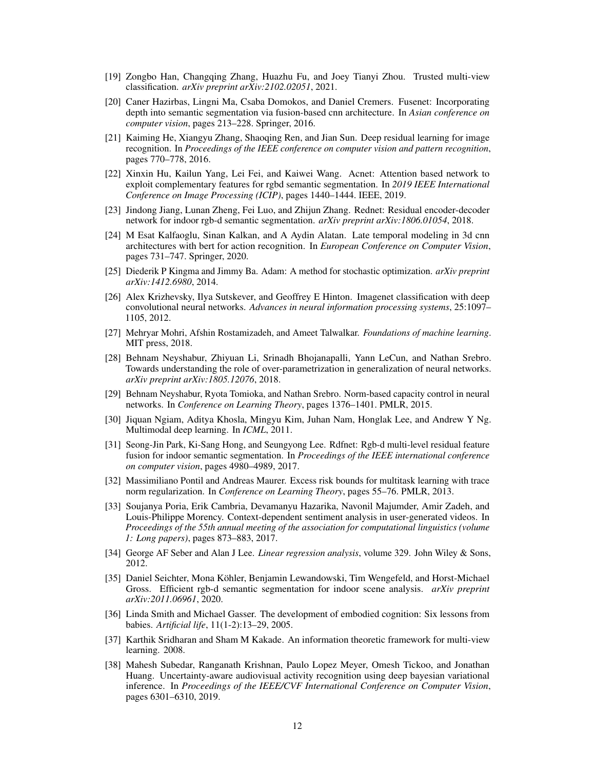[19] Zongbo Han, Changqing Zhang, Huazhu Fu, and Joey Tianyi Zhou. Trusted multi-view classification. *arXiv preprint arXiv:2102.02051*, 2021.

[20] Caner Hazirbas, Lingni Ma, Csaba Domokos, and Daniel Cremers. Fusenet: Incorporating depth into semantic segmentation via fusion-based cnn architecture. In *Asian conference on computer vision*, pages 213–228. Springer, 2016.

[21] Kaiming He, Xiangyu Zhang, Shaoqing Ren, and Jian Sun. Deep residual learning for image recognition. In *Proceedings of the IEEE conference on computer vision and pattern recognition*, pages 770–778, 2016.

[22] Xinxin Hu, Kailun Yang, Lei Fei, and Kaiwei Wang. Acnet: Attention based network to exploit complementary features for rgbd semantic segmentation. In *2019 IEEE International Conference on Image Processing (ICIP)*, pages 1440–1444. IEEE, 2019.

[23] Jindong Jiang, Lunan Zheng, Fei Luo, and Zhijun Zhang. Rednet: Residual encoder-decoder network for indoor rgb-d semantic segmentation. *arXiv preprint arXiv:1806.01054*, 2018.

[24] M Esat Kalfaoglu, Sinan Kalkan, and A Aydin Alatan. Late temporal modeling in 3d cnn architectures with bert for action recognition. In *European Conference on Computer Vision*, pages 731–747. Springer, 2020.

[25] Diederik P Kingma and Jimmy Ba. Adam: A method for stochastic optimization. *arXiv preprint arXiv:1412.6980*, 2014.

[26] Alex Krizhevsky, Ilya Sutskever, and Geoffrey E Hinton. Imagenet classification with deep convolutional neural networks. *Advances in neural information processing systems*, 25:1097–1105, 2012.

[27] Mehryar Mohri, Afshin Rostamizadeh, and Ameet Talwalkar. *Foundations of machine learning*. MIT press, 2018.

[28] Behnam Neyshabur, Zhiyuan Li, Srinadh Bhojanapalli, Yann LeCun, and Nathan Srebro. Towards understanding the role of over-parametrization in generalization of neural networks. *arXiv preprint arXiv:1805.12076*, 2018.

[29] Behnam Neyshabur, Ryota Tomioka, and Nathan Srebro. Norm-based capacity control in neural networks. In *Conference on Learning Theory*, pages 1376–1401. PMLR, 2015.

[30] Jiquan Ngiam, Aditya Khosla, Mingyu Kim, Juhan Nam, Honglak Lee, and Andrew Y Ng. Multimodal deep learning. In *ICML*, 2011.

[31] Seong-Jin Park, Ki-Sang Hong, and Seungyong Lee. Rdfnet: Rgb-d multi-level residual feature fusion for indoor semantic segmentation. In *Proceedings of the IEEE international conference on computer vision*, pages 4980–4989, 2017.

[32] Massimiliano Pontil and Andreas Maurer. Excess risk bounds for multitask learning with trace norm regularization. In *Conference on Learning Theory*, pages 55–76. PMLR, 2013.

[33] Soujanya Poria, Erik Cambria, Devamanyu Hazarika, Navonil Majumder, Amir Zadeh, and Louis-Philippe Morency. Context-dependent sentiment analysis in user-generated videos. In *Proceedings of the 55th annual meeting of the association for computational linguistics (volume 1: Long papers)*, pages 873–883, 2017.

[34] George AF Seber and Alan J Lee. *Linear regression analysis*, volume 329. John Wiley & Sons, 2012.

[35] Daniel Seichter, Mona Köhler, Benjamin Lewandowski, Tim Wengefeld, and Horst-Michael Gross. Efficient rgb-d semantic segmentation for indoor scene analysis. *arXiv preprint arXiv:2011.06961*, 2020.

[36] Linda Smith and Michael Gasser. The development of embodied cognition: Six lessons from babies. *Artificial life*, 11(1-2):13–29, 2005.

[37] Karthik Sridharan and Sham M Kakade. An information theoretic framework for multi-view learning. 2008.

[38] Mahesh Subedar, Ranganath Krishnan, Paulo Lopez Meyer, Omesh Tickoo, and Jonathan Huang. Uncertainty-aware audiovisual activity recognition using deep bayesian variational inference. In *Proceedings of the IEEE/CVF International Conference on Computer Vision*, pages 6301–6310, 2019.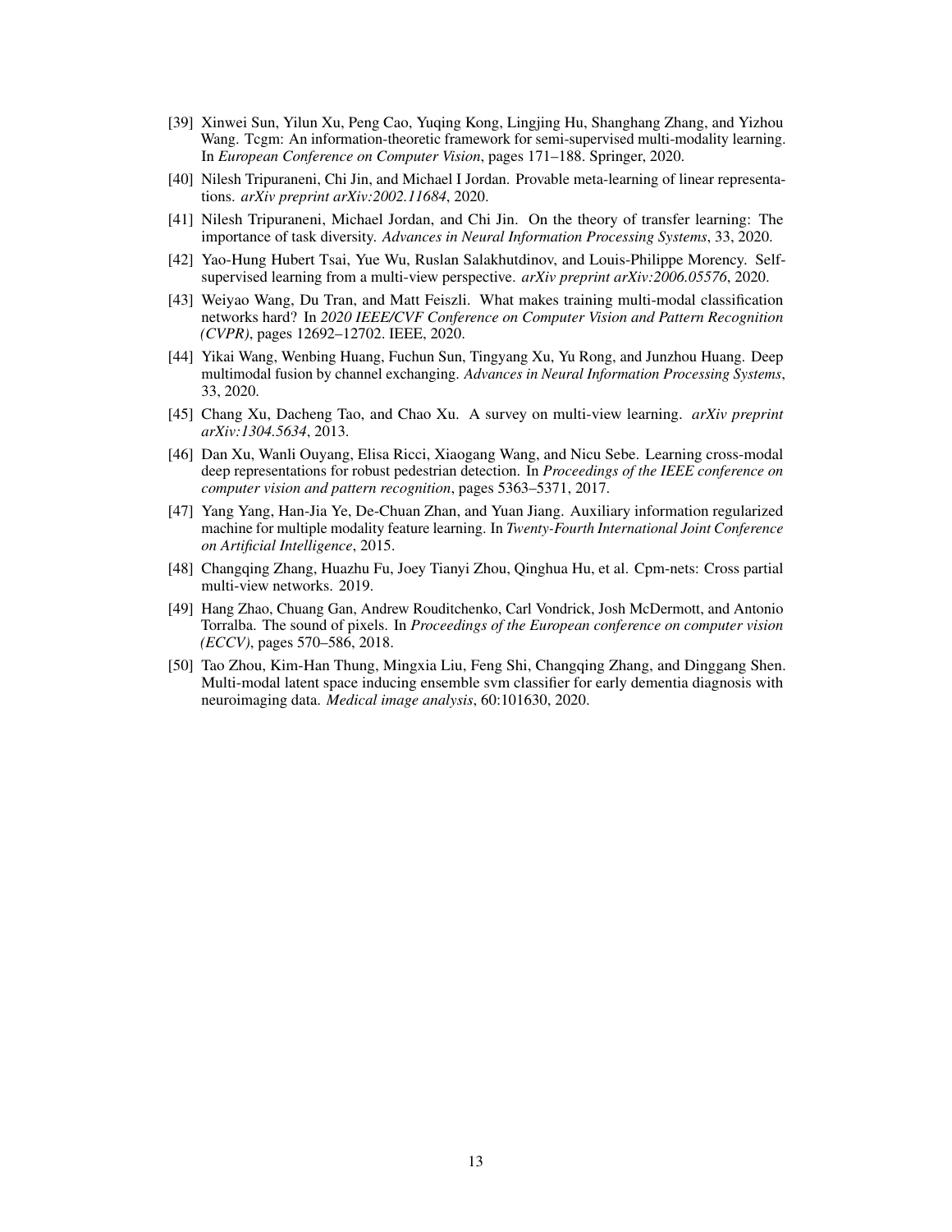[39] Xinwei Sun, Yilun Xu, Peng Cao, Yuqing Kong, Lingjing Hu, Shanghang Zhang, and Yizhou Wang. Tcgm: An information-theoretic framework for semi-supervised multi-modality learning. In *European Conference on Computer Vision*, pages 171–188. Springer, 2020.

[40] Nilesh Tripuraneni, Chi Jin, and Michael I Jordan. Provable meta-learning of linear representations. *arXiv preprint arXiv:2002.11684*, 2020.

[41] Nilesh Tripuraneni, Michael Jordan, and Chi Jin. On the theory of transfer learning: The importance of task diversity. *Advances in Neural Information Processing Systems*, 33, 2020.

[42] Yao-Hung Hubert Tsai, Yue Wu, Ruslan Salakhutdinov, and Louis-Philippe Morency. Self-supervised learning from a multi-view perspective. *arXiv preprint arXiv:2006.05576*, 2020.

[43] Weiyao Wang, Du Tran, and Matt Feiszli. What makes training multi-modal classification networks hard? In *2020 IEEE/CVF Conference on Computer Vision and Pattern Recognition (CVPR)*, pages 12692–12702. IEEE, 2020.

[44] Yikai Wang, Wenbing Huang, Fuchun Sun, Tingyang Xu, Yu Rong, and Junzhou Huang. Deep multimodal fusion by channel exchanging. *Advances in Neural Information Processing Systems*, 33, 2020.

[45] Chang Xu, Dacheng Tao, and Chao Xu. A survey on multi-view learning. *arXiv preprint arXiv:1304.5634*, 2013.

[46] Dan Xu, Wanli Ouyang, Elisa Ricci, Xiaogang Wang, and Nicu Sebe. Learning cross-modal deep representations for robust pedestrian detection. In *Proceedings of the IEEE conference on computer vision and pattern recognition*, pages 5363–5371, 2017.

[47] Yang Yang, Han-Jia Ye, De-Chuan Zhan, and Yuan Jiang. Auxiliary information regularized machine for multiple modality feature learning. In *Twenty-Fourth International Joint Conference on Artificial Intelligence*, 2015.

[48] Changqing Zhang, Huazhu Fu, Joey Tianyi Zhou, Qinghua Hu, et al. Cpm-nets: Cross partial multi-view networks. 2019.

[49] Hang Zhao, Chuang Gan, Andrew Rouditchenko, Carl Vondrick, Josh McDermott, and Antonio Torralba. The sound of pixels. In *Proceedings of the European conference on computer vision (ECCV)*, pages 570–586, 2018.

[50] Tao Zhou, Kim-Han Thung, Mingxia Liu, Feng Shi, Changqing Zhang, and Dinggang Shen. Multi-modal latent space inducing ensemble svm classifier for early dementia diagnosis with neuroimaging data. *Medical image analysis*, 60:101630, 2020.